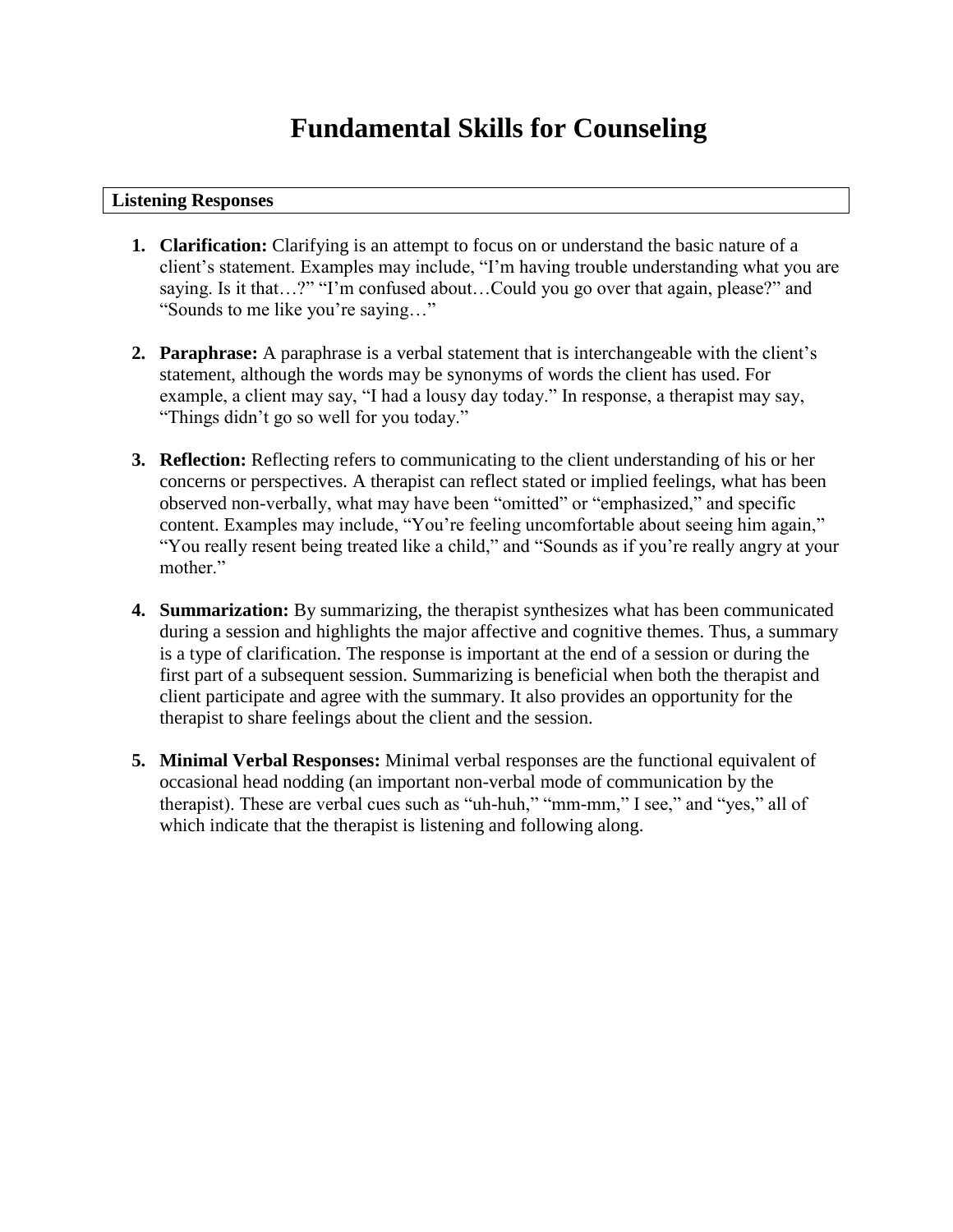# Fundamental Skills for Counseling

## Listening Responses

1. **Clarification:** Clarifying is an attempt to focus on or understand the basic nature of a client's statement. Examples may include, "I'm having trouble understanding what you are saying. Is it that…?" "I'm confused about…Could you go over that again, please?" and "Sounds to me like you're saying…"

2. **Paraphrase:** A paraphrase is a verbal statement that is interchangeable with the client's statement, although the words may be synonyms of words the client has used. For example, a client may say, "I had a lousy day today." In response, a therapist may say, "Things didn't go so well for you today."

3. **Reflection:** Reflecting refers to communicating to the client understanding of his or her concerns or perspectives. A therapist can reflect stated or implied feelings, what has been observed non-verbally, what may have been "omitted" or "emphasized," and specific content. Examples may include, "You're feeling uncomfortable about seeing him again," "You really resent being treated like a child," and "Sounds as if you're really angry at your mother."

4. **Summarization:** By summarizing, the therapist synthesizes what has been communicated during a session and highlights the major affective and cognitive themes. Thus, a summary is a type of clarification. The response is important at the end of a session or during the first part of a subsequent session. Summarizing is beneficial when both the therapist and client participate and agree with the summary. It also provides an opportunity for the therapist to share feelings about the client and the session.

5. **Minimal Verbal Responses:** Minimal verbal responses are the functional equivalent of occasional head nodding (an important non-verbal mode of communication by the therapist). These are verbal cues such as "uh-huh," "mm-mm," I see," and "yes," all of which indicate that the therapist is listening and following along.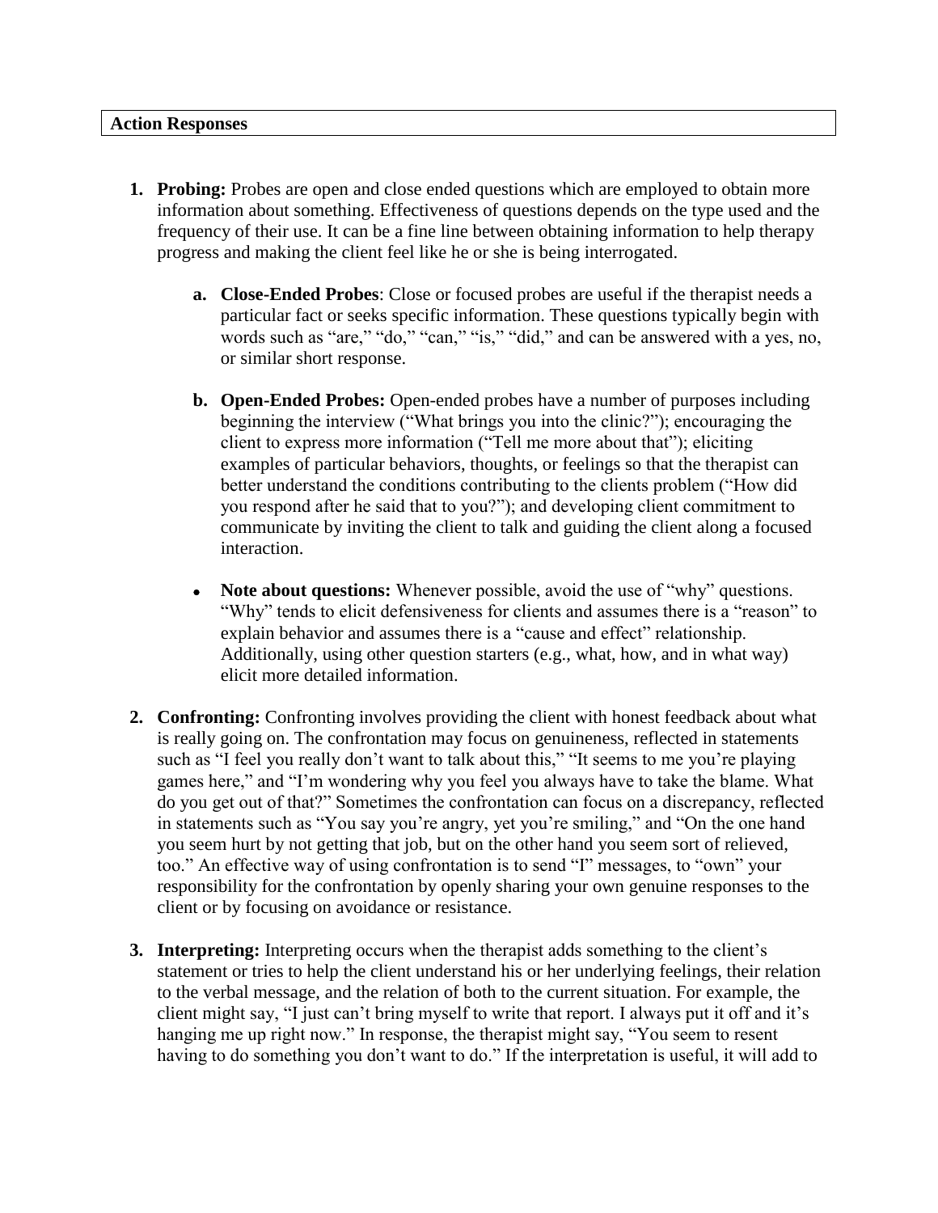**Action Responses**

1. **Probing:** Probes are open and close ended questions which are employed to obtain more information about something. Effectiveness of questions depends on the type used and the frequency of their use. It can be a fine line between obtaining information to help therapy progress and making the client feel like he or she is being interrogated.

    a. **Close-Ended Probes**: Close or focused probes are useful if the therapist needs a particular fact or seeks specific information. These questions typically begin with words such as "are," "do," "can," "is," "did," and can be answered with a yes, no, or similar short response.

    b. **Open-Ended Probes:** Open-ended probes have a number of purposes including beginning the interview ("What brings you into the clinic?"); encouraging the client to express more information ("Tell me more about that"); eliciting examples of particular behaviors, thoughts, or feelings so that the therapist can better understand the conditions contributing to the clients problem ("How did you respond after he said that to you?"); and developing client commitment to communicate by inviting the client to talk and guiding the client along a focused interaction.

    - **Note about questions:** Whenever possible, avoid the use of "why" questions. "Why" tends to elicit defensiveness for clients and assumes there is a "reason" to explain behavior and assumes there is a "cause and effect" relationship. Additionally, using other question starters (e.g., what, how, and in what way) elicit more detailed information.

2. **Confronting:** Confronting involves providing the client with honest feedback about what is really going on. The confrontation may focus on genuineness, reflected in statements such as "I feel you really don't want to talk about this," "It seems to me you're playing games here," and "I'm wondering why you feel you always have to take the blame. What do you get out of that?" Sometimes the confrontation can focus on a discrepancy, reflected in statements such as "You say you're angry, yet you're smiling," and "On the one hand you seem hurt by not getting that job, but on the other hand you seem sort of relieved, too." An effective way of using confrontation is to send "I" messages, to "own" your responsibility for the confrontation by openly sharing your own genuine responses to the client or by focusing on avoidance or resistance.

3. **Interpreting:** Interpreting occurs when the therapist adds something to the client's statement or tries to help the client understand his or her underlying feelings, their relation to the verbal message, and the relation of both to the current situation. For example, the client might say, "I just can't bring myself to write that report. I always put it off and it's hanging me up right now." In response, the therapist might say, "You seem to resent having to do something you don't want to do." If the interpretation is useful, it will add to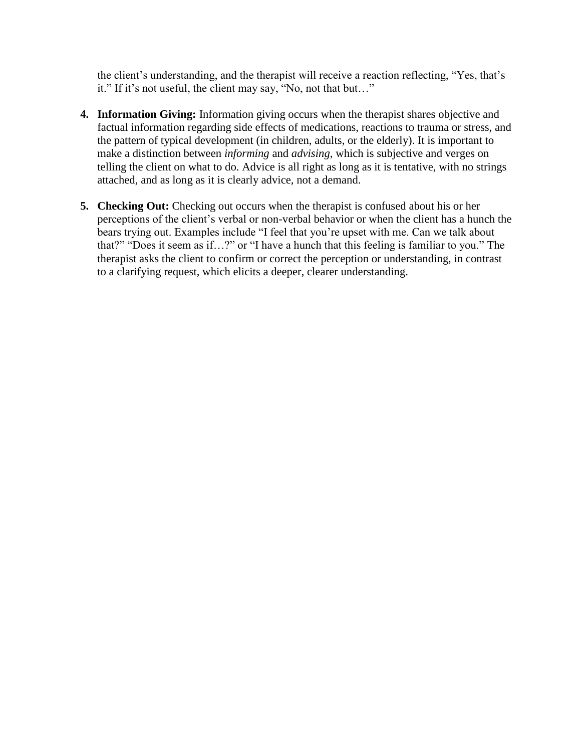the client's understanding, and the therapist will receive a reaction reflecting, "Yes, that's it." If it's not useful, the client may say, "No, not that but…"

4. **Information Giving:** Information giving occurs when the therapist shares objective and factual information regarding side effects of medications, reactions to trauma or stress, and the pattern of typical development (in children, adults, or the elderly). It is important to make a distinction between *informing* and *advising*, which is subjective and verges on telling the client on what to do. Advice is all right as long as it is tentative, with no strings attached, and as long as it is clearly advice, not a demand.

5. **Checking Out:** Checking out occurs when the therapist is confused about his or her perceptions of the client's verbal or non-verbal behavior or when the client has a hunch the bears trying out. Examples include "I feel that you're upset with me. Can we talk about that?" "Does it seem as if…?" or "I have a hunch that this feeling is familiar to you." The therapist asks the client to confirm or correct the perception or understanding, in contrast to a clarifying request, which elicits a deeper, clearer understanding.